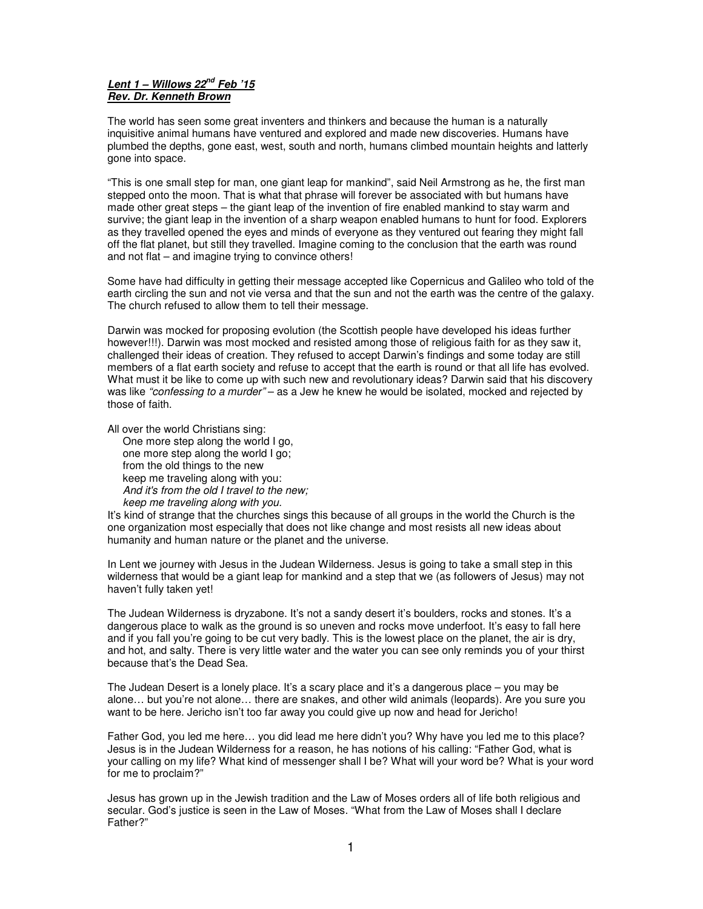***Lent 1 – Willows 22nd Feb '15***
***Rev. Dr. Kenneth Brown***

The world has seen some great inventers and thinkers and because the human is a naturally inquisitive animal humans have ventured and explored and made new discoveries. Humans have plumbed the depths, gone east, west, south and north, humans climbed mountain heights and latterly gone into space.

"This is one small step for man, one giant leap for mankind", said Neil Armstrong as he, the first man stepped onto the moon. That is what that phrase will forever be associated with but humans have made other great steps – the giant leap of the invention of fire enabled mankind to stay warm and survive; the giant leap in the invention of a sharp weapon enabled humans to hunt for food. Explorers as they travelled opened the eyes and minds of everyone as they ventured out fearing they might fall off the flat planet, but still they travelled. Imagine coming to the conclusion that the earth was round and not flat – and imagine trying to convince others!

Some have had difficulty in getting their message accepted like Copernicus and Galileo who told of the earth circling the sun and not vie versa and that the sun and not the earth was the centre of the galaxy. The church refused to allow them to tell their message.

Darwin was mocked for proposing evolution (the Scottish people have developed his ideas further however!!!). Darwin was most mocked and resisted among those of religious faith for as they saw it, challenged their ideas of creation. They refused to accept Darwin's findings and some today are still members of a flat earth society and refuse to accept that the earth is round or that all life has evolved. What must it be like to come up with such new and revolutionary ideas? Darwin said that his discovery was like *"confessing to a murder"* – as a Jew he knew he would be isolated, mocked and rejected by those of faith.

All over the world Christians sing:

> One more step along the world I go,
> one more step along the world I go;
> from the old things to the new
> keep me traveling along with you:
> *And it's from the old I travel to the new;*
> *keep me traveling along with you.*

It's kind of strange that the churches sings this because of all groups in the world the Church is the one organization most especially that does not like change and most resists all new ideas about humanity and human nature or the planet and the universe.

In Lent we journey with Jesus in the Judean Wilderness. Jesus is going to take a small step in this wilderness that would be a giant leap for mankind and a step that we (as followers of Jesus) may not haven't fully taken yet!

The Judean Wilderness is dryzabone. It's not a sandy desert it's boulders, rocks and stones. It's a dangerous place to walk as the ground is so uneven and rocks move underfoot. It's easy to fall here and if you fall you're going to be cut very badly. This is the lowest place on the planet, the air is dry, and hot, and salty. There is very little water and the water you can see only reminds you of your thirst because that's the Dead Sea.

The Judean Desert is a lonely place. It's a scary place and it's a dangerous place – you may be alone… but you're not alone… there are snakes, and other wild animals (leopards). Are you sure you want to be here. Jericho isn't too far away you could give up now and head for Jericho!

Father God, you led me here… you did lead me here didn't you? Why have you led me to this place? Jesus is in the Judean Wilderness for a reason, he has notions of his calling: "Father God, what is your calling on my life? What kind of messenger shall I be? What will your word be? What is your word for me to proclaim?"

Jesus has grown up in the Jewish tradition and the Law of Moses orders all of life both religious and secular. God's justice is seen in the Law of Moses. "What from the Law of Moses shall I declare Father?"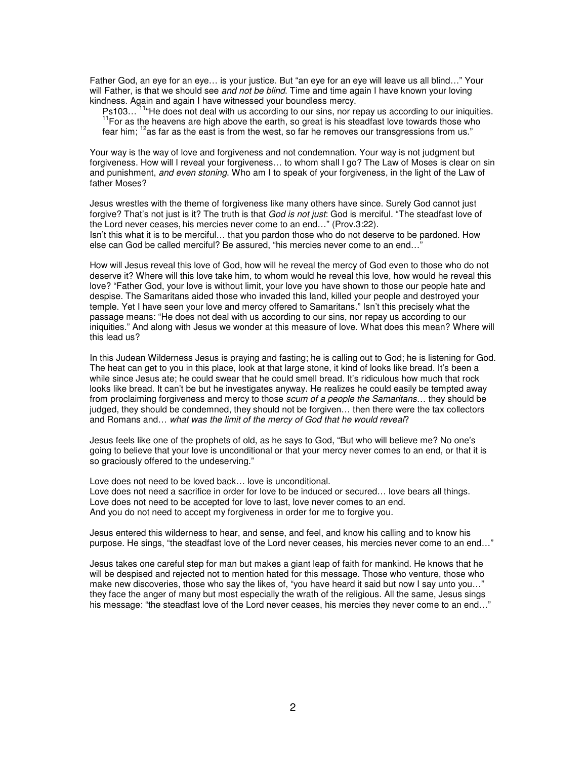Father God, an eye for an eye… is your justice. But "an eye for an eye will leave us all blind…" Your will Father, is that we should see *and not be blind*. Time and time again I have known your loving kindness. Again and again I have witnessed your boundless mercy.

> Ps103… [11]"He does not deal with us according to our sins, nor repay us according to our iniquities. [11]For as the heavens are high above the earth, so great is his steadfast love towards those who fear him; [12]as far as the east is from the west, so far he removes our transgressions from us."

Your way is the way of love and forgiveness and not condemnation. Your way is not judgment but forgiveness. How will I reveal your forgiveness… to whom shall I go? The Law of Moses is clear on sin and punishment, *and even stoning*. Who am I to speak of your forgiveness, in the light of the Law of father Moses?

Jesus wrestles with the theme of forgiveness like many others have since. Surely God cannot just forgive? That's not just is it? The truth is that *God is not just*: God is merciful. "The steadfast love of the Lord never ceases, his mercies never come to an end…" (Prov.3:22).
Isn't this what it is to be merciful… that you pardon those who do not deserve to be pardoned. How else can God be called merciful? Be assured, "his mercies never come to an end…"

How will Jesus reveal this love of God, how will he reveal the mercy of God even to those who do not deserve it? Where will this love take him, to whom would he reveal this love, how would he reveal this love? "Father God, your love is without limit, your love you have shown to those our people hate and despise. The Samaritans aided those who invaded this land, killed your people and destroyed your temple. Yet I have seen your love and mercy offered to Samaritans." Isn't this precisely what the passage means: "He does not deal with us according to our sins, nor repay us according to our iniquities." And along with Jesus we wonder at this measure of love. What does this mean? Where will this lead us?

In this Judean Wilderness Jesus is praying and fasting; he is calling out to God; he is listening for God. The heat can get to you in this place, look at that large stone, it kind of looks like bread. It's been a while since Jesus ate; he could swear that he could smell bread. It's ridiculous how much that rock looks like bread. It can't be but he investigates anyway. He realizes he could easily be tempted away from proclaiming forgiveness and mercy to those *scum of a people the Samaritans*… they should be judged, they should be condemned, they should not be forgiven… then there were the tax collectors and Romans and… *what was the limit of the mercy of God that he would reveal*?

Jesus feels like one of the prophets of old, as he says to God, "But who will believe me? No one's going to believe that your love is unconditional or that your mercy never comes to an end, or that it is so graciously offered to the undeserving."

Love does not need to be loved back… love is unconditional.
Love does not need a sacrifice in order for love to be induced or secured… love bears all things.
Love does not need to be accepted for love to last, love never comes to an end.
And you do not need to accept my forgiveness in order for me to forgive you.

Jesus entered this wilderness to hear, and sense, and feel, and know his calling and to know his purpose. He sings, "the steadfast love of the Lord never ceases, his mercies never come to an end…"

Jesus takes one careful step for man but makes a giant leap of faith for mankind. He knows that he will be despised and rejected not to mention hated for this message. Those who venture, those who make new discoveries, those who say the likes of, "you have heard it said but now I say unto you…" they face the anger of many but most especially the wrath of the religious. All the same, Jesus sings his message: "the steadfast love of the Lord never ceases, his mercies they never come to an end…"